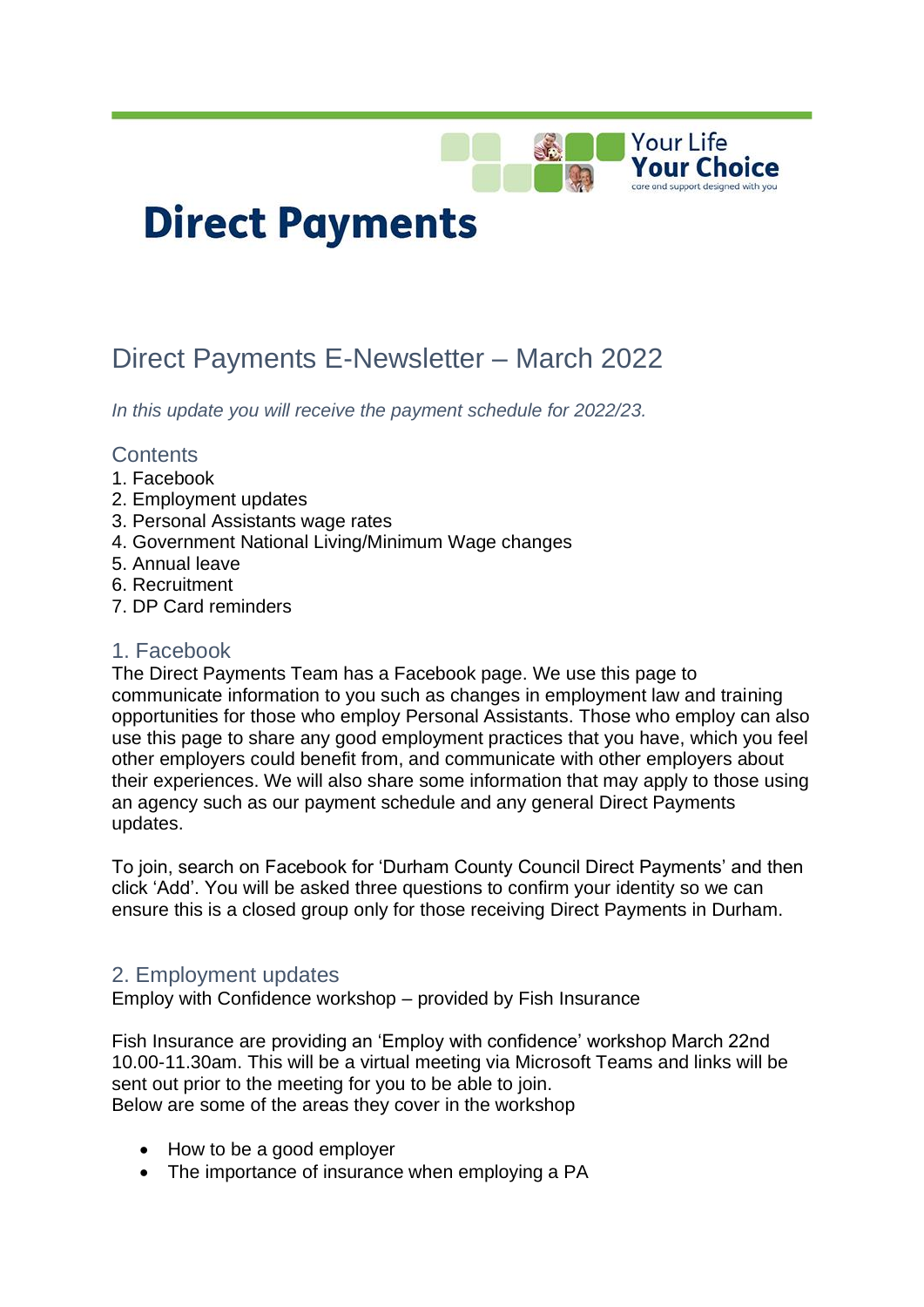Your Life **Your Choice**
care and support designed with you

# Direct Payments

## Direct Payments E-Newsletter – March 2022

*In this update you will receive the payment schedule for 2022/23.*

### Contents

1. Facebook
2. Employment updates
3. Personal Assistants wage rates
4. Government National Living/Minimum Wage changes
5. Annual leave
6. Recruitment
7. DP Card reminders

### 1. Facebook

The Direct Payments Team has a Facebook page. We use this page to communicate information to you such as changes in employment law and training opportunities for those who employ Personal Assistants. Those who employ can also use this page to share any good employment practices that you have, which you feel other employers could benefit from, and communicate with other employers about their experiences. We will also share some information that may apply to those using an agency such as our payment schedule and any general Direct Payments updates.

To join, search on Facebook for 'Durham County Council Direct Payments' and then click 'Add'. You will be asked three questions to confirm your identity so we can ensure this is a closed group only for those receiving Direct Payments in Durham.

### 2. Employment updates

Employ with Confidence workshop – provided by Fish Insurance

Fish Insurance are providing an 'Employ with confidence' workshop March 22nd 10.00-11.30am. This will be a virtual meeting via Microsoft Teams and links will be sent out prior to the meeting for you to be able to join.
Below are some of the areas they cover in the workshop

- How to be a good employer
- The importance of insurance when employing a PA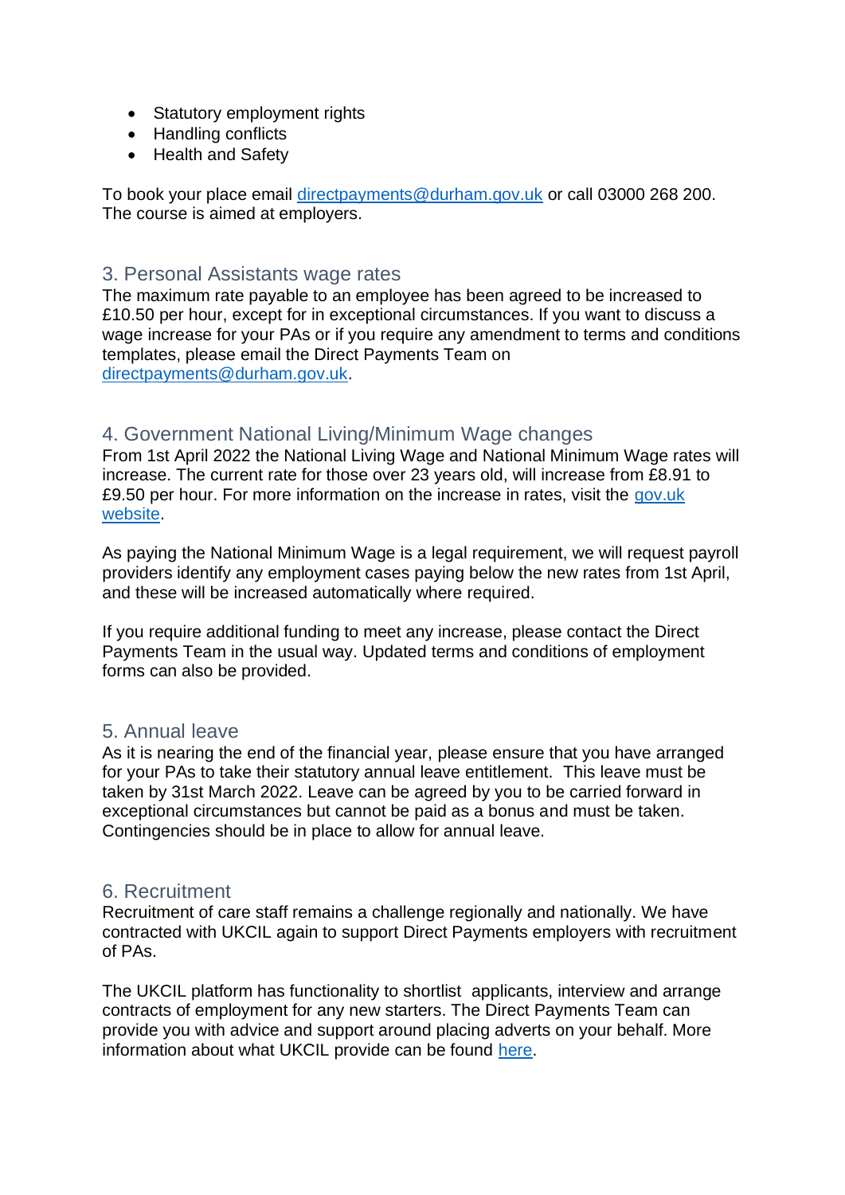- Statutory employment rights
- Handling conflicts
- Health and Safety

To book your place email directpayments@durham.gov.uk or call 03000 268 200. The course is aimed at employers.

## 3. Personal Assistants wage rates

The maximum rate payable to an employee has been agreed to be increased to £10.50 per hour, except for in exceptional circumstances. If you want to discuss a wage increase for your PAs or if you require any amendment to terms and conditions templates, please email the Direct Payments Team on directpayments@durham.gov.uk.

## 4. Government National Living/Minimum Wage changes

From 1st April 2022 the National Living Wage and National Minimum Wage rates will increase. The current rate for those over 23 years old, will increase from £8.91 to £9.50 per hour. For more information on the increase in rates, visit the gov.uk website.

As paying the National Minimum Wage is a legal requirement, we will request payroll providers identify any employment cases paying below the new rates from 1st April, and these will be increased automatically where required.

If you require additional funding to meet any increase, please contact the Direct Payments Team in the usual way. Updated terms and conditions of employment forms can also be provided.

## 5. Annual leave

As it is nearing the end of the financial year, please ensure that you have arranged for your PAs to take their statutory annual leave entitlement. This leave must be taken by 31st March 2022. Leave can be agreed by you to be carried forward in exceptional circumstances but cannot be paid as a bonus and must be taken. Contingencies should be in place to allow for annual leave.

## 6. Recruitment

Recruitment of care staff remains a challenge regionally and nationally. We have contracted with UKCIL again to support Direct Payments employers with recruitment of PAs.

The UKCIL platform has functionality to shortlist applicants, interview and arrange contracts of employment for any new starters. The Direct Payments Team can provide you with advice and support around placing adverts on your behalf. More information about what UKCIL provide can be found here.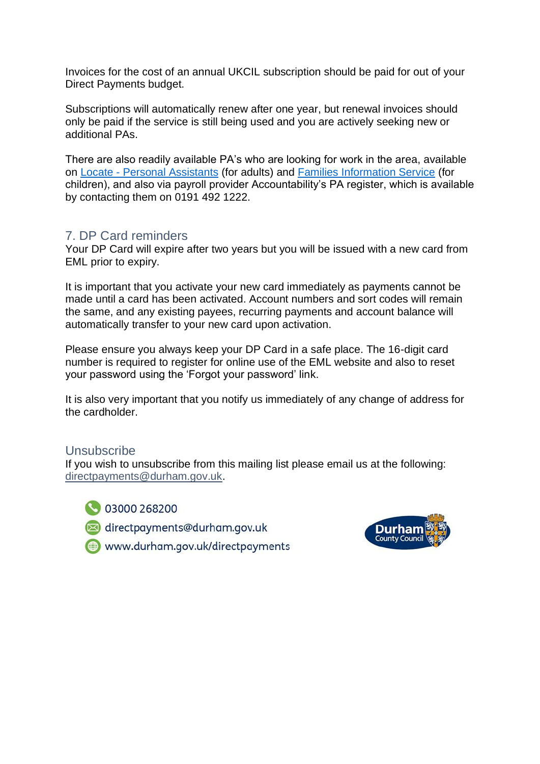Invoices for the cost of an annual UKCIL subscription should be paid for out of your Direct Payments budget.

Subscriptions will automatically renew after one year, but renewal invoices should only be paid if the service is still being used and you are actively seeking new or additional PAs.

There are also readily available PA's who are looking for work in the area, available on Locate - Personal Assistants (for adults) and Families Information Service (for children), and also via payroll provider Accountability's PA register, which is available by contacting them on 0191 492 1222.

## 7. DP Card reminders

Your DP Card will expire after two years but you will be issued with a new card from EML prior to expiry.

It is important that you activate your new card immediately as payments cannot be made until a card has been activated. Account numbers and sort codes will remain the same, and any existing payees, recurring payments and account balance will automatically transfer to your new card upon activation.

Please ensure you always keep your DP Card in a safe place. The 16-digit card number is required to register for online use of the EML website and also to reset your password using the 'Forgot your password' link.

It is also very important that you notify us immediately of any change of address for the cardholder.

## Unsubscribe

If you wish to unsubscribe from this mailing list please email us at the following: directpayments@durham.gov.uk.

03000 268200

directpayments@durham.gov.uk

www.durham.gov.uk/directpayments

Durham County Council